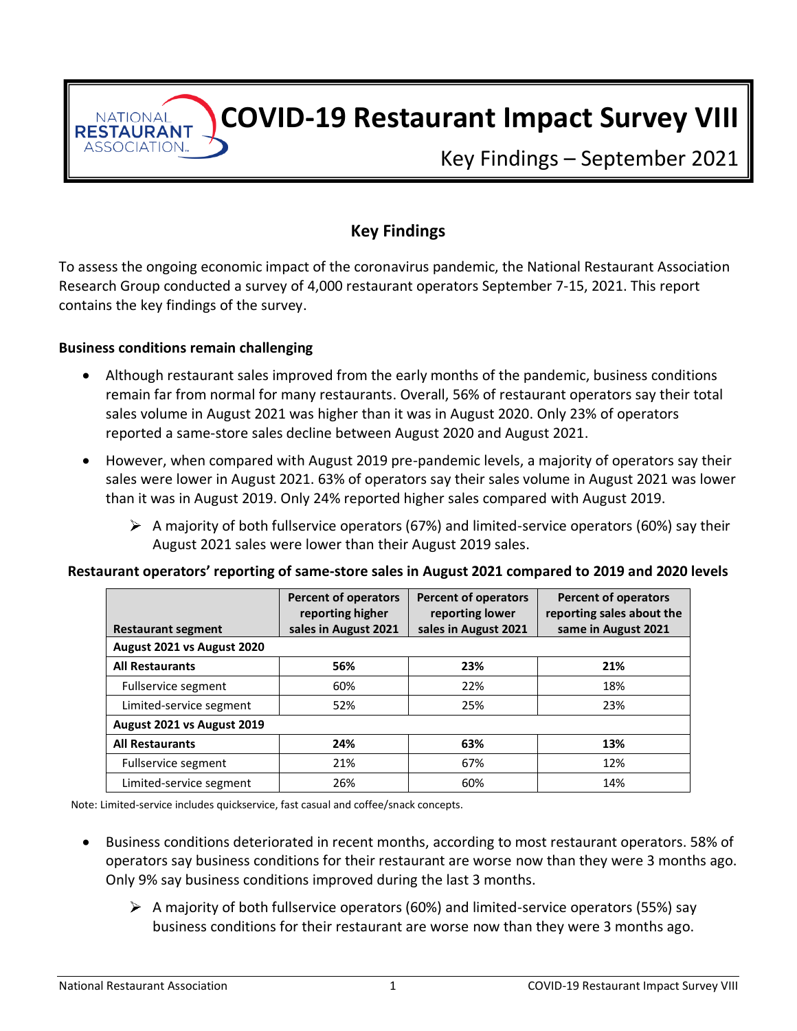# COVID-19 Restaurant Impact Survey VIII

Key Findings – September 2021

## Key Findings

To assess the ongoing economic impact of the coronavirus pandemic, the National Restaurant Association Research Group conducted a survey of 4,000 restaurant operators September 7-15, 2021. This report contains the key findings of the survey.

### Business conditions remain challenging

- Although restaurant sales improved from the early months of the pandemic, business conditions remain far from normal for many restaurants. Overall, 56% of restaurant operators say their total sales volume in August 2021 was higher than it was in August 2020. Only 23% of operators reported a same-store sales decline between August 2020 and August 2021.
- However, when compared with August 2019 pre-pandemic levels, a majority of operators say their sales were lower in August 2021. 63% of operators say their sales volume in August 2021 was lower than it was in August 2019. Only 24% reported higher sales compared with August 2019.
  - A majority of both fullservice operators (67%) and limited-service operators (60%) say their August 2021 sales were lower than their August 2019 sales.

**Restaurant operators' reporting of same-store sales in August 2021 compared to 2019 and 2020 levels**

| Restaurant segment | Percent of operators reporting higher sales in August 2021 | Percent of operators reporting lower sales in August 2021 | Percent of operators reporting sales about the same in August 2021 |
|---|---|---|---|
| **August 2021 vs August 2020** | | | |
| **All Restaurants** | **56%** | **23%** | **21%** |
| Fullservice segment | 60% | 22% | 18% |
| Limited-service segment | 52% | 25% | 23% |
| **August 2021 vs August 2019** | | | |
| **All Restaurants** | **24%** | **63%** | **13%** |
| Fullservice segment | 21% | 67% | 12% |
| Limited-service segment | 26% | 60% | 14% |

Note: Limited-service includes quickservice, fast casual and coffee/snack concepts.

- Business conditions deteriorated in recent months, according to most restaurant operators. 58% of operators say business conditions for their restaurant are worse now than they were 3 months ago. Only 9% say business conditions improved during the last 3 months.
  - A majority of both fullservice operators (60%) and limited-service operators (55%) say business conditions for their restaurant are worse now than they were 3 months ago.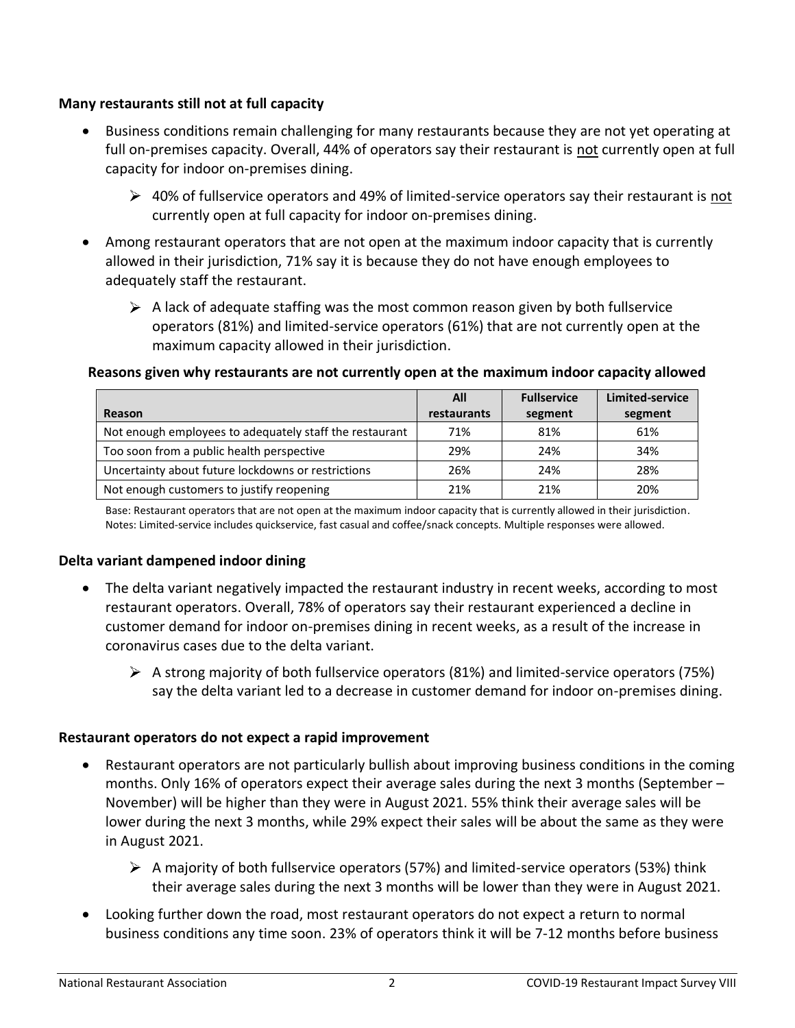**Many restaurants still not at full capacity**

- Business conditions remain challenging for many restaurants because they are not yet operating at full on-premises capacity. Overall, 44% of operators say their restaurant is <u>not</u> currently open at full capacity for indoor on-premises dining.
  - ➢ 40% of fullservice operators and 49% of limited-service operators say their restaurant is <u>not</u> currently open at full capacity for indoor on-premises dining.
- Among restaurant operators that are not open at the maximum indoor capacity that is currently allowed in their jurisdiction, 71% say it is because they do not have enough employees to adequately staff the restaurant.
  - ➢ A lack of adequate staffing was the most common reason given by both fullservice operators (81%) and limited-service operators (61%) that are not currently open at the maximum capacity allowed in their jurisdiction.

**Reasons given why restaurants are not currently open at the maximum indoor capacity allowed**

| Reason | All restaurants | Fullservice segment | Limited-service segment |
|---|---|---|---|
| Not enough employees to adequately staff the restaurant | 71% | 81% | 61% |
| Too soon from a public health perspective | 29% | 24% | 34% |
| Uncertainty about future lockdowns or restrictions | 26% | 24% | 28% |
| Not enough customers to justify reopening | 21% | 21% | 20% |

Base: Restaurant operators that are not open at the maximum indoor capacity that is currently allowed in their jurisdiction.
Notes: Limited-service includes quickservice, fast casual and coffee/snack concepts. Multiple responses were allowed.

**Delta variant dampened indoor dining**

- The delta variant negatively impacted the restaurant industry in recent weeks, according to most restaurant operators. Overall, 78% of operators say their restaurant experienced a decline in customer demand for indoor on-premises dining in recent weeks, as a result of the increase in coronavirus cases due to the delta variant.
  - ➢ A strong majority of both fullservice operators (81%) and limited-service operators (75%) say the delta variant led to a decrease in customer demand for indoor on-premises dining.

**Restaurant operators do not expect a rapid improvement**

- Restaurant operators are not particularly bullish about improving business conditions in the coming months. Only 16% of operators expect their average sales during the next 3 months (September – November) will be higher than they were in August 2021. 55% think their average sales will be lower during the next 3 months, while 29% expect their sales will be about the same as they were in August 2021.
  - ➢ A majority of both fullservice operators (57%) and limited-service operators (53%) think their average sales during the next 3 months will be lower than they were in August 2021.
- Looking further down the road, most restaurant operators do not expect a return to normal business conditions any time soon. 23% of operators think it will be 7-12 months before business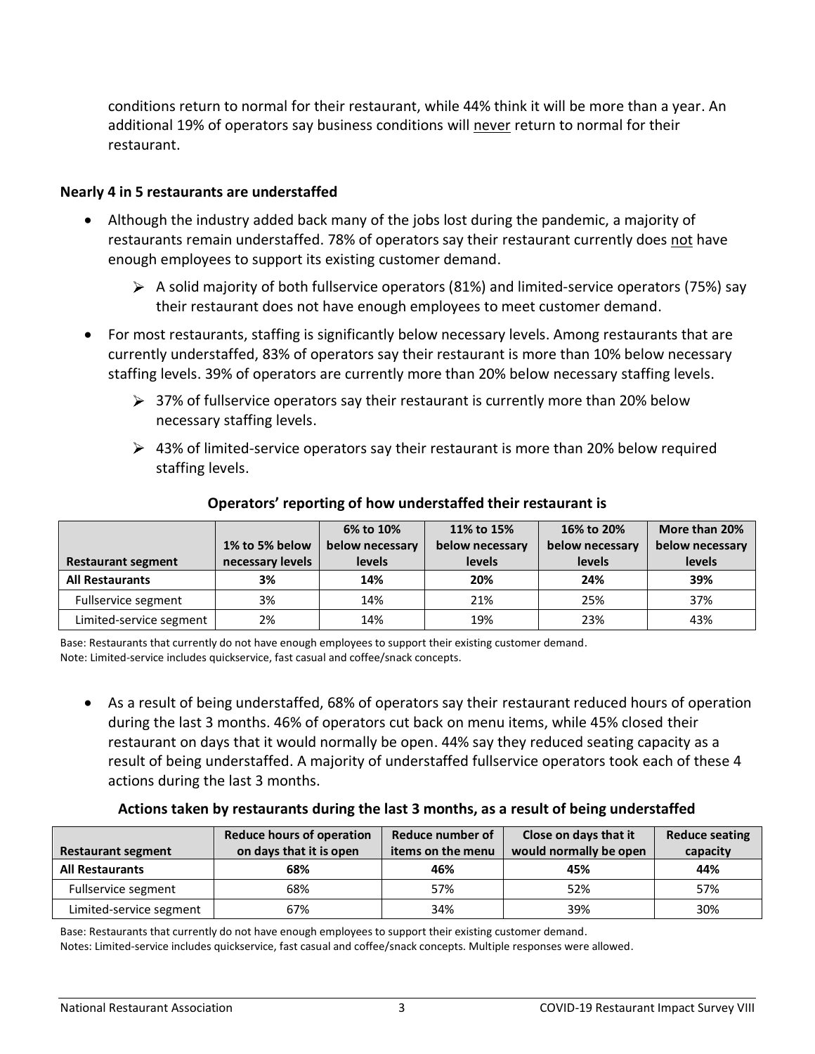conditions return to normal for their restaurant, while 44% think it will be more than a year. An additional 19% of operators say business conditions will never return to normal for their restaurant.

**Nearly 4 in 5 restaurants are understaffed**

- Although the industry added back many of the jobs lost during the pandemic, a majority of restaurants remain understaffed. 78% of operators say their restaurant currently does not have enough employees to support its existing customer demand.
  - A solid majority of both fullservice operators (81%) and limited-service operators (75%) say their restaurant does not have enough employees to meet customer demand.
- For most restaurants, staffing is significantly below necessary levels. Among restaurants that are currently understaffed, 83% of operators say their restaurant is more than 10% below necessary staffing levels. 39% of operators are currently more than 20% below necessary staffing levels.
  - 37% of fullservice operators say their restaurant is currently more than 20% below necessary staffing levels.
  - 43% of limited-service operators say their restaurant is more than 20% below required staffing levels.

**Operators' reporting of how understaffed their restaurant is**

| Restaurant segment | 1% to 5% below necessary levels | 6% to 10% below necessary levels | 11% to 15% below necessary levels | 16% to 20% below necessary levels | More than 20% below necessary levels |
|---|---|---|---|---|---|
| **All Restaurants** | **3%** | **14%** | **20%** | **24%** | **39%** |
| Fullservice segment | 3% | 14% | 21% | 25% | 37% |
| Limited-service segment | 2% | 14% | 19% | 23% | 43% |

Base: Restaurants that currently do not have enough employees to support their existing customer demand.
Note: Limited-service includes quickservice, fast casual and coffee/snack concepts.

- As a result of being understaffed, 68% of operators say their restaurant reduced hours of operation during the last 3 months. 46% of operators cut back on menu items, while 45% closed their restaurant on days that it would normally be open. 44% say they reduced seating capacity as a result of being understaffed. A majority of understaffed fullservice operators took each of these 4 actions during the last 3 months.

**Actions taken by restaurants during the last 3 months, as a result of being understaffed**

| Restaurant segment | Reduce hours of operation on days that it is open | Reduce number of items on the menu | Close on days that it would normally be open | Reduce seating capacity |
|---|---|---|---|---|
| **All Restaurants** | **68%** | **46%** | **45%** | **44%** |
| Fullservice segment | 68% | 57% | 52% | 57% |
| Limited-service segment | 67% | 34% | 39% | 30% |

Base: Restaurants that currently do not have enough employees to support their existing customer demand.
Notes: Limited-service includes quickservice, fast casual and coffee/snack concepts. Multiple responses were allowed.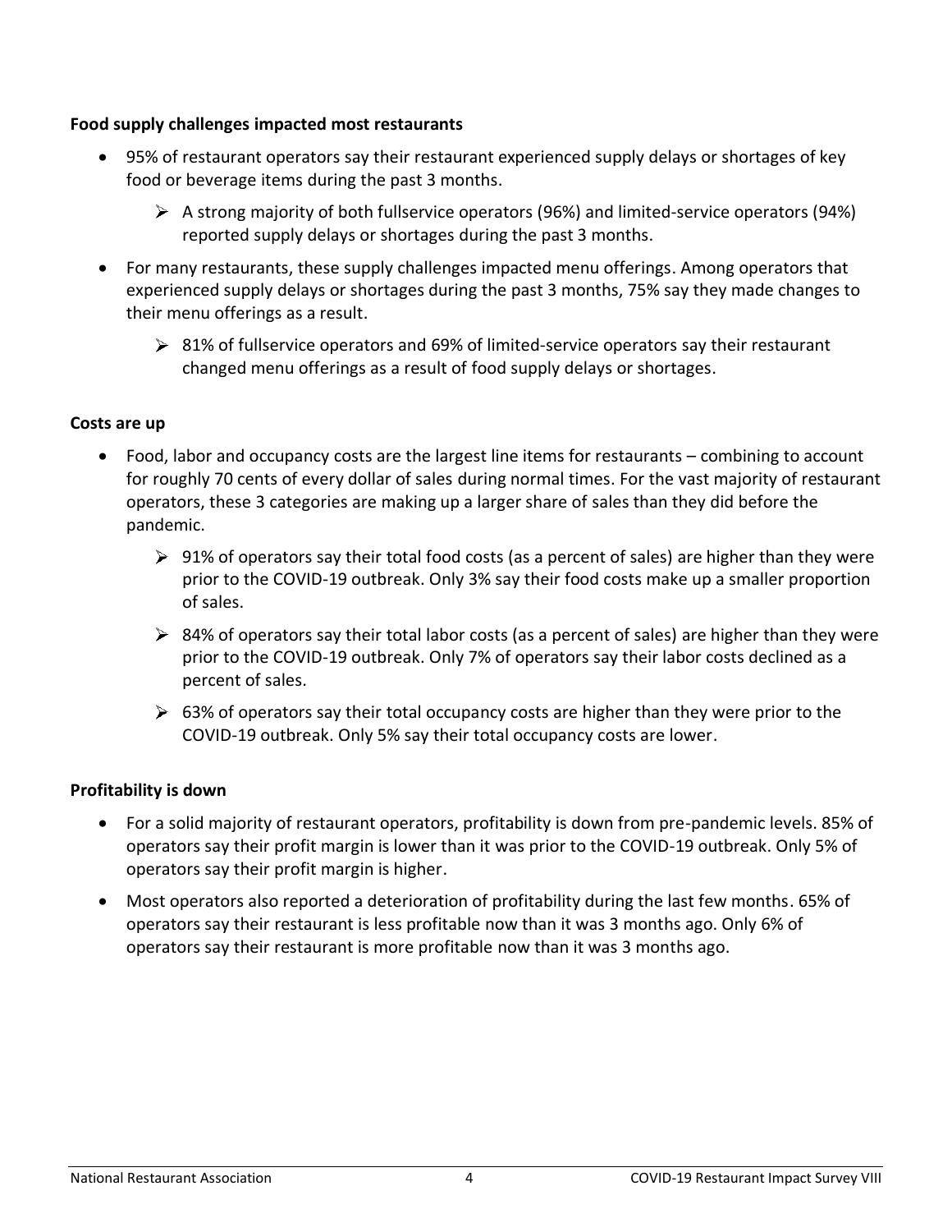**Food supply challenges impacted most restaurants**

- 95% of restaurant operators say their restaurant experienced supply delays or shortages of key food or beverage items during the past 3 months.
  - A strong majority of both fullservice operators (96%) and limited-service operators (94%) reported supply delays or shortages during the past 3 months.
- For many restaurants, these supply challenges impacted menu offerings. Among operators that experienced supply delays or shortages during the past 3 months, 75% say they made changes to their menu offerings as a result.
  - 81% of fullservice operators and 69% of limited-service operators say their restaurant changed menu offerings as a result of food supply delays or shortages.

**Costs are up**

- Food, labor and occupancy costs are the largest line items for restaurants – combining to account for roughly 70 cents of every dollar of sales during normal times. For the vast majority of restaurant operators, these 3 categories are making up a larger share of sales than they did before the pandemic.
  - 91% of operators say their total food costs (as a percent of sales) are higher than they were prior to the COVID-19 outbreak. Only 3% say their food costs make up a smaller proportion of sales.
  - 84% of operators say their total labor costs (as a percent of sales) are higher than they were prior to the COVID-19 outbreak. Only 7% of operators say their labor costs declined as a percent of sales.
  - 63% of operators say their total occupancy costs are higher than they were prior to the COVID-19 outbreak. Only 5% say their total occupancy costs are lower.

**Profitability is down**

- For a solid majority of restaurant operators, profitability is down from pre-pandemic levels. 85% of operators say their profit margin is lower than it was prior to the COVID-19 outbreak. Only 5% of operators say their profit margin is higher.
- Most operators also reported a deterioration of profitability during the last few months. 65% of operators say their restaurant is less profitable now than it was 3 months ago. Only 6% of operators say their restaurant is more profitable now than it was 3 months ago.